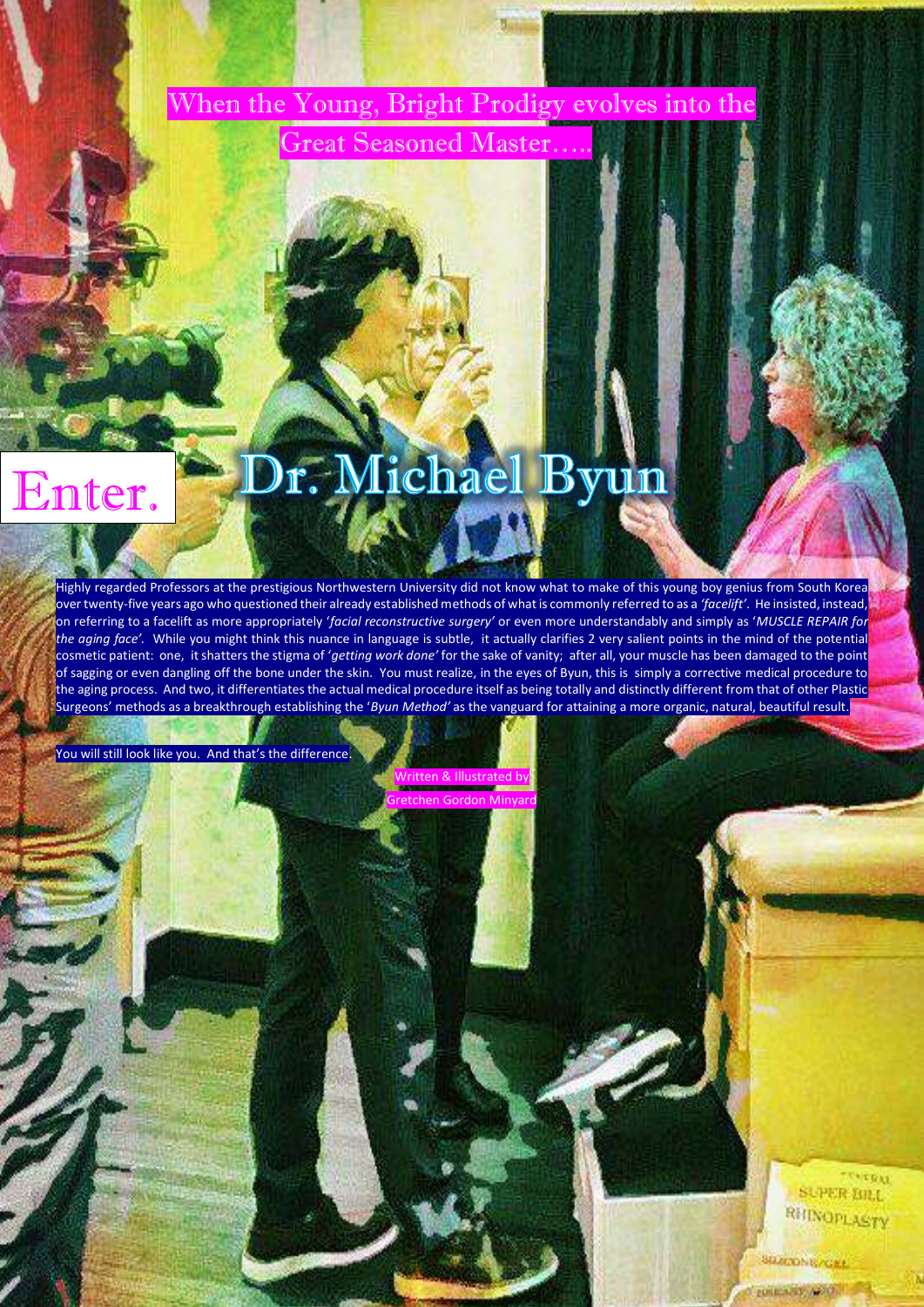# When the Young, Bright Prodigy evolves into the Great Seasoned Master…..

# Enter. Dr. Michael Byun

Highly regarded Professors at the prestigious Northwestern University did not know what to make of this young boy genius from South Korea over twenty-five years ago who questioned their already established methods of what is commonly referred to as a *'facelift'*. He insisted, instead, on referring to a facelift as more appropriately '*facial reconstructive surgery'* or even more understandably and simply as '*MUSCLE REPAIR for the aging face'*. While you might think this nuance in language is subtle, it actually clarifies 2 very salient points in the mind of the potential cosmetic patient: one, it shatters the stigma of '*getting work done'* for the sake of vanity; after all, your muscle has been damaged to the point of sagging or even dangling off the bone under the skin. You must realize, in the eyes of Byun, this is simply a corrective medical procedure to the aging process. And two, it differentiates the actual medical procedure itself as being totally and distinctly different from that of other Plastic Surgeons' methods as a breakthrough establishing the '*Byun Method'* as the vanguard for attaining a more organic, natural, beautiful result.

You will still look like you. And that's the difference.

Written & Illustrated by
Gretchen Gordon Minyard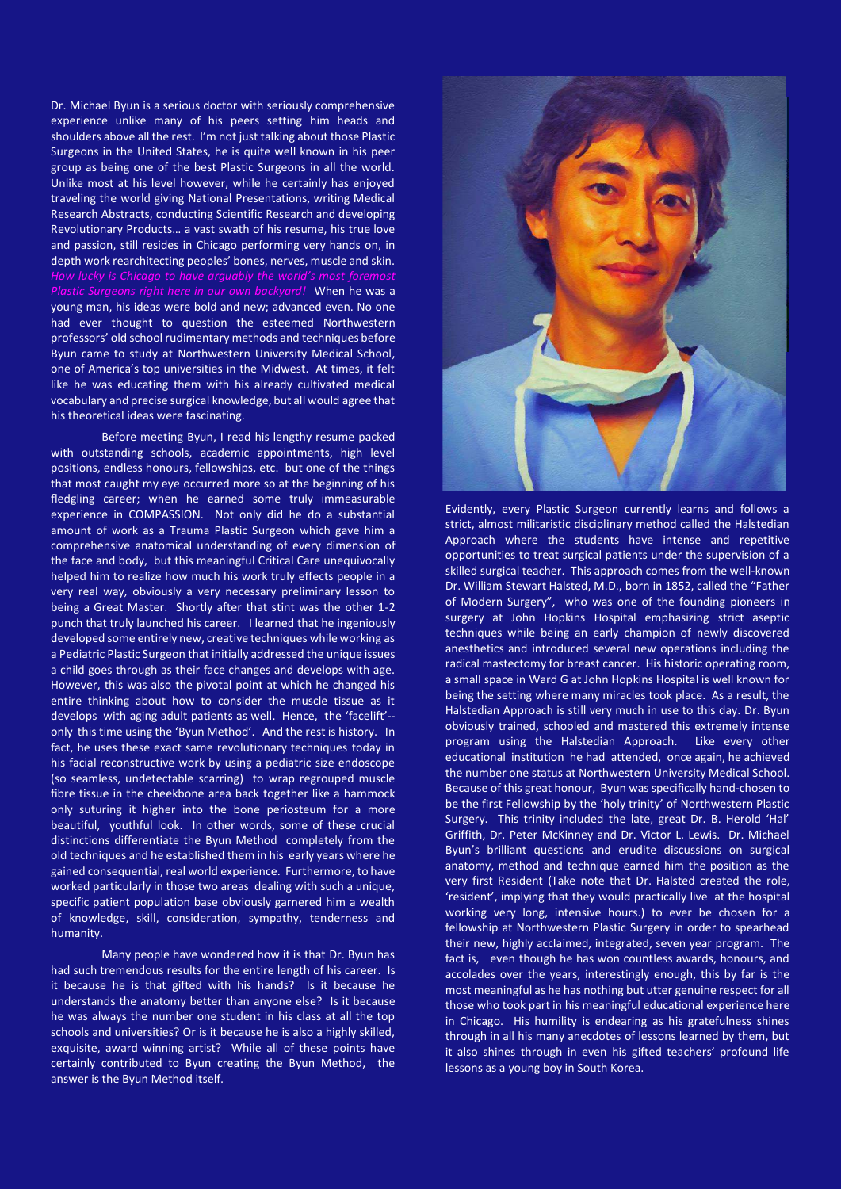Dr. Michael Byun is a serious doctor with seriously comprehensive experience unlike many of his peers setting him heads and shoulders above all the rest. I'm not just talking about those Plastic Surgeons in the United States, he is quite well known in his peer group as being one of the best Plastic Surgeons in all the world. Unlike most at his level however, while he certainly has enjoyed traveling the world giving National Presentations, writing Medical Research Abstracts, conducting Scientific Research and developing Revolutionary Products… a vast swath of his resume, his true love and passion, still resides in Chicago performing very hands on, in depth work rearchitecting peoples' bones, nerves, muscle and skin. *How lucky is Chicago to have arguably the world's most foremost Plastic Surgeons right here in our own backyard!* When he was a young man, his ideas were bold and new; advanced even. No one had ever thought to question the esteemed Northwestern professors' old school rudimentary methods and techniques before Byun came to study at Northwestern University Medical School, one of America's top universities in the Midwest. At times, it felt like he was educating them with his already cultivated medical vocabulary and precise surgical knowledge, but all would agree that his theoretical ideas were fascinating.

Before meeting Byun, I read his lengthy resume packed with outstanding schools, academic appointments, high level positions, endless honours, fellowships, etc. but one of the things that most caught my eye occurred more so at the beginning of his fledgling career; when he earned some truly immeasurable experience in COMPASSION. Not only did he do a substantial amount of work as a Trauma Plastic Surgeon which gave him a comprehensive anatomical understanding of every dimension of the face and body, but this meaningful Critical Care unequivocally helped him to realize how much his work truly effects people in a very real way, obviously a very necessary preliminary lesson to being a Great Master. Shortly after that stint was the other 1-2 punch that truly launched his career. I learned that he ingeniously developed some entirely new, creative techniques while working as a Pediatric Plastic Surgeon that initially addressed the unique issues a child goes through as their face changes and develops with age. However, this was also the pivotal point at which he changed his entire thinking about how to consider the muscle tissue as it develops with aging adult patients as well. Hence, the 'facelift'-- only this time using the 'Byun Method'. And the rest is history. In fact, he uses these exact same revolutionary techniques today in his facial reconstructive work by using a pediatric size endoscope (so seamless, undetectable scarring) to wrap regrouped muscle fibre tissue in the cheekbone area back together like a hammock only suturing it higher into the bone periosteum for a more beautiful, youthful look. In other words, some of these crucial distinctions differentiate the Byun Method completely from the old techniques and he established them in his early years where he gained consequential, real world experience. Furthermore, to have worked particularly in those two areas dealing with such a unique, specific patient population base obviously garnered him a wealth of knowledge, skill, consideration, sympathy, tenderness and humanity.

Many people have wondered how it is that Dr. Byun has had such tremendous results for the entire length of his career. Is it because he is that gifted with his hands? Is it because he understands the anatomy better than anyone else? Is it because he was always the number one student in his class at all the top schools and universities? Or is it because he is also a highly skilled, exquisite, award winning artist? While all of these points have certainly contributed to Byun creating the Byun Method, the answer is the Byun Method itself.

Evidently, every Plastic Surgeon currently learns and follows a strict, almost militaristic disciplinary method called the Halstedian Approach where the students have intense and repetitive opportunities to treat surgical patients under the supervision of a skilled surgical teacher. This approach comes from the well-known Dr. William Stewart Halsted, M.D., born in 1852, called the "Father of Modern Surgery", who was one of the founding pioneers in surgery at John Hopkins Hospital emphasizing strict aseptic techniques while being an early champion of newly discovered anesthetics and introduced several new operations including the radical mastectomy for breast cancer. His historic operating room, a small space in Ward G at John Hopkins Hospital is well known for being the setting where many miracles took place. As a result, the Halstedian Approach is still very much in use to this day. Dr. Byun obviously trained, schooled and mastered this extremely intense program using the Halstedian Approach. Like every other educational institution he had attended, once again, he achieved the number one status at Northwestern University Medical School. Because of this great honour, Byun was specifically hand-chosen to be the first Fellowship by the 'holy trinity' of Northwestern Plastic Surgery. This trinity included the late, great Dr. B. Herold 'Hal' Griffith, Dr. Peter McKinney and Dr. Victor L. Lewis. Dr. Michael Byun's brilliant questions and erudite discussions on surgical anatomy, method and technique earned him the position as the very first Resident (Take note that Dr. Halsted created the role, 'resident', implying that they would practically live at the hospital working very long, intensive hours.) to ever be chosen for a fellowship at Northwestern Plastic Surgery in order to spearhead their new, highly acclaimed, integrated, seven year program. The fact is, even though he has won countless awards, honours, and accolades over the years, interestingly enough, this by far is the most meaningful as he has nothing but utter genuine respect for all those who took part in his meaningful educational experience here in Chicago. His humility is endearing as his gratefulness shines through in all his many anecdotes of lessons learned by them, but it also shines through in even his gifted teachers' profound life lessons as a young boy in South Korea.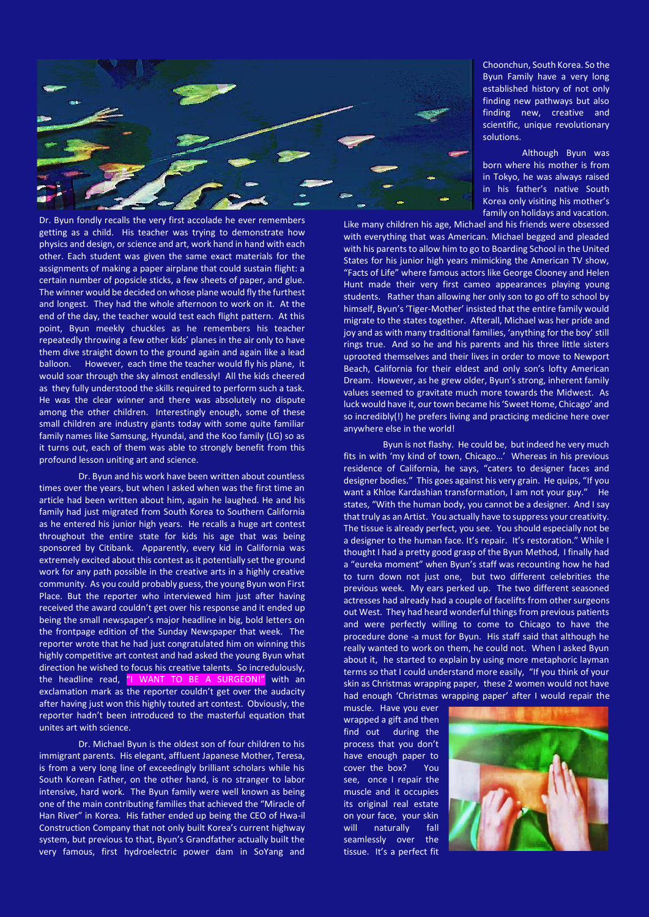Dr. Byun fondly recalls the very first accolade he ever remembers getting as a child. His teacher was trying to demonstrate how physics and design, or science and art, work hand in hand with each other. Each student was given the same exact materials for the assignments of making a paper airplane that could sustain flight: a certain number of popsicle sticks, a few sheets of paper, and glue. The winner would be decided on whose plane would fly the furthest and longest. They had the whole afternoon to work on it. At the end of the day, the teacher would test each flight pattern. At this point, Byun meekly chuckles as he remembers his teacher repeatedly throwing a few other kids' planes in the air only to have them dive straight down to the ground again and again like a lead balloon. However, each time the teacher would fly his plane, it would soar through the sky almost endlessly! All the kids cheered as they fully understood the skills required to perform such a task. He was the clear winner and there was absolutely no dispute among the other children. Interestingly enough, some of these small children are industry giants today with some quite familiar family names like Samsung, Hyundai, and the Koo family (LG) so as it turns out, each of them was able to strongly benefit from this profound lesson uniting art and science.

Dr. Byun and his work have been written about countless times over the years, but when I asked when was the first time an article had been written about him, again he laughed. He and his family had just migrated from South Korea to Southern California as he entered his junior high years. He recalls a huge art contest throughout the entire state for kids his age that was being sponsored by Citibank. Apparently, every kid in California was extremely excited about this contest as it potentially set the ground work for any path possible in the creative arts in a highly creative community. As you could probably guess, the young Byun won First Place. But the reporter who interviewed him just after having received the award couldn't get over his response and it ended up being the small newspaper's major headline in big, bold letters on the frontpage edition of the Sunday Newspaper that week. The reporter wrote that he had just congratulated him on winning this highly competitive art contest and had asked the young Byun what direction he wished to focus his creative talents. So incredulously, the headline read, "I WANT TO BE A SURGEON!" with an exclamation mark as the reporter couldn't get over the audacity after having just won this highly touted art contest. Obviously, the reporter hadn't been introduced to the masterful equation that unites art with science.

Dr. Michael Byun is the oldest son of four children to his immigrant parents. His elegant, affluent Japanese Mother, Teresa, is from a very long line of exceedingly brilliant scholars while his South Korean Father, on the other hand, is no stranger to labor intensive, hard work. The Byun family were well known as being one of the main contributing families that achieved the "Miracle of Han River" in Korea. His father ended up being the CEO of Hwa-il Construction Company that not only built Korea's current highway system, but previous to that, Byun's Grandfather actually built the very famous, first hydroelectric power dam in SoYang and Choonchun, South Korea. So the Byun Family have a very long established history of not only finding new pathways but also finding new, creative and scientific, unique revolutionary solutions.

Although Byun was born where his mother is from in Tokyo, he was always raised in his father's native South Korea only visiting his mother's family on holidays and vacation. Like many children his age, Michael and his friends were obsessed with everything that was American. Michael begged and pleaded with his parents to allow him to go to Boarding School in the United States for his junior high years mimicking the American TV show, "Facts of Life" where famous actors like George Clooney and Helen Hunt made their very first cameo appearances playing young students. Rather than allowing her only son to go off to school by himself, Byun's 'Tiger-Mother' insisted that the entire family would migrate to the states together. Afterall, Michael was her pride and joy and as with many traditional families, 'anything for the boy' still rings true. And so he and his parents and his three little sisters uprooted themselves and their lives in order to move to Newport Beach, California for their eldest and only son's lofty American Dream. However, as he grew older, Byun's strong, inherent family values seemed to gravitate much more towards the Midwest. As luck would have it, our town became his 'Sweet Home, Chicago' and so incredibly(!) he prefers living and practicing medicine here over anywhere else in the world!

Byun is not flashy. He could be, but indeed he very much fits in with 'my kind of town, Chicago…' Whereas in his previous residence of California, he says, "caters to designer faces and designer bodies." This goes against his very grain. He quips, "If you want a Khloe Kardashian transformation, I am not your guy." He states, "With the human body, you cannot be a designer. And I say that truly as an Artist. You actually have to suppress your creativity. The tissue is already perfect, you see. You should especially not be a designer to the human face. It's repair. It's restoration." While I thought I had a pretty good grasp of the Byun Method, I finally had a "eureka moment" when Byun's staff was recounting how he had to turn down not just one, but two different celebrities the previous week. My ears perked up. The two different seasoned actresses had already had a couple of facelifts from other surgeons out West. They had heard wonderful things from previous patients and were perfectly willing to come to Chicago to have the procedure done -a must for Byun. His staff said that although he really wanted to work on them, he could not. When I asked Byun about it, he started to explain by using more metaphoric layman terms so that I could understand more easily, "If you think of your skin as Christmas wrapping paper, these 2 women would not have had enough 'Christmas wrapping paper' after I would repair the muscle. Have you ever wrapped a gift and then find out during the process that you don't have enough paper to cover the box? You see, once I repair the muscle and it occupies its original real estate on your face, your skin will naturally fall seamlessly over the tissue. It's a perfect fit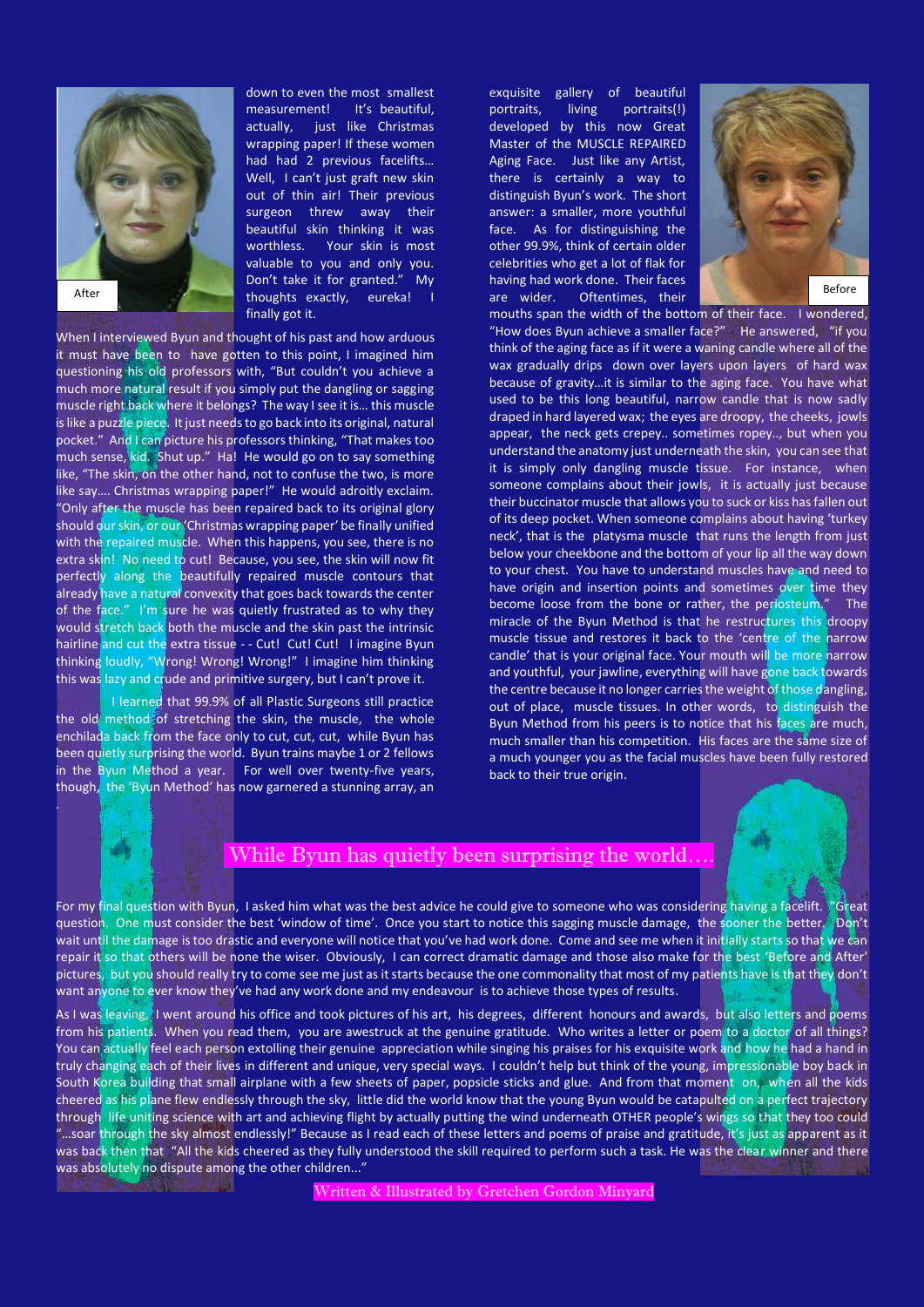After

down to even the most smallest measurement! It's beautiful, actually, just like Christmas wrapping paper! If these women had had 2 previous facelifts… Well, I can't just graft new skin out of thin air! Their previous surgeon threw away their beautiful skin thinking it was worthless. Your skin is most valuable to you and only you. Don't take it for granted." My thoughts exactly, eureka! I finally got it.

When I interviewed Byun and thought of his past and how arduous it must have been to have gotten to this point, I imagined him questioning his old professors with, "But couldn't you achieve a much more natural result if you simply put the dangling or sagging muscle right back where it belongs? The way I see it is… this muscle is like a puzzle piece. It just needs to go back into its original, natural pocket." And I can picture his professors thinking, "That makes too much sense, kid. Shut up." Ha! He would go on to say something like, "The skin, on the other hand, not to confuse the two, is more like say…. Christmas wrapping paper!" He would adroitly exclaim. "Only after the muscle has been repaired back to its original glory should our skin, or our 'Christmas wrapping paper' be finally unified with the repaired muscle. When this happens, you see, there is no extra skin! No need to cut! Because, you see, the skin will now fit perfectly along the beautifully repaired muscle contours that already have a natural convexity that goes back towards the center of the face." I'm sure he was quietly frustrated as to why they would stretch back both the muscle and the skin past the intrinsic hairline and cut the extra tissue - - Cut! Cut! Cut! I imagine Byun thinking loudly, "Wrong! Wrong! Wrong!" I imagine him thinking this was lazy and crude and primitive surgery, but I can't prove it.

I learned that 99.9% of all Plastic Surgeons still practice the old method of stretching the skin, the muscle, the whole enchilada back from the face only to cut, cut, cut, while Byun has been quietly surprising the world. Byun trains maybe 1 or 2 fellows in the Byun Method a year. For well over twenty-five years, though, the 'Byun Method' has now garnered a stunning array, an exquisite gallery of beautiful portraits, living portraits(!) developed by this now Great Master of the MUSCLE REPAIRED Aging Face. Just like any Artist, there is certainly a way to distinguish Byun's work. The short answer: a smaller, more youthful face. As for distinguishing the other 99.9%, think of certain older celebrities who get a lot of flak for having had work done. Their faces are wider. Oftentimes, their mouths span the width of the bottom of their face. I wondered, "How does Byun achieve a smaller face?" He answered, "if you think of the aging face as if it were a waning candle where all of the wax gradually drips down over layers upon layers of hard wax because of gravity…it is similar to the aging face. You have what used to be this long beautiful, narrow candle that is now sadly draped in hard layered wax; the eyes are droopy, the cheeks, jowls appear, the neck gets crepey.. sometimes ropey.., but when you understand the anatomy just underneath the skin, you can see that it is simply only dangling muscle tissue. For instance, when someone complains about their jowls, it is actually just because their buccinator muscle that allows you to suck or kiss has fallen out of its deep pocket. When someone complains about having 'turkey neck', that is the platysma muscle that runs the length from just below your cheekbone and the bottom of your lip all the way down to your chest. You have to understand muscles have and need to have origin and insertion points and sometimes over time they become loose from the bone or rather, the periosteum." The miracle of the Byun Method is that he restructures this droopy muscle tissue and restores it back to the 'centre of the narrow candle' that is your original face. Your mouth will be more narrow and youthful, your jawline, everything will have gone back towards the centre because it no longer carries the weight of those dangling, out of place, muscle tissues. In other words, to distinguish the Byun Method from his peers is to notice that his faces are much, much smaller than his competition. His faces are the same size of a much younger you as the facial muscles have been fully restored back to their true origin.

Before

## While Byun has quietly been surprising the world….

For my final question with Byun, I asked him what was the best advice he could give to someone who was considering having a facelift. "Great question. One must consider the best 'window of time'. Once you start to notice this sagging muscle damage, the sooner the better. Don't wait until the damage is too drastic and everyone will notice that you've had work done. Come and see me when it initially starts so that we can repair it so that others will be none the wiser. Obviously, I can correct dramatic damage and those also make for the best 'Before and After' pictures, but you should really try to come see me just as it starts because the one commonality that most of my patients have is that they don't want anyone to ever know they've had any work done and my endeavour is to achieve those types of results.

As I was leaving, I went around his office and took pictures of his art, his degrees, different honours and awards, but also letters and poems from his patients. When you read them, you are awestruck at the genuine gratitude. Who writes a letter or poem to a doctor of all things? You can actually feel each person extolling their genuine appreciation while singing his praises for his exquisite work and how he had a hand in truly changing each of their lives in different and unique, very special ways. I couldn't help but think of the young, impressionable boy back in South Korea building that small airplane with a few sheets of paper, popsicle sticks and glue. And from that moment on, when all the kids cheered as his plane flew endlessly through the sky, little did the world know that the young Byun would be catapulted on a perfect trajectory through life uniting science with art and achieving flight by actually putting the wind underneath OTHER people's wings so that they too could "…soar through the sky almost endlessly!" Because as I read each of these letters and poems of praise and gratitude, it's just as apparent as it was back then that "All the kids cheered as they fully understood the skill required to perform such a task. He was the clear winner and there was absolutely no dispute among the other children..."

Written & Illustrated by Gretchen Gordon Minyard